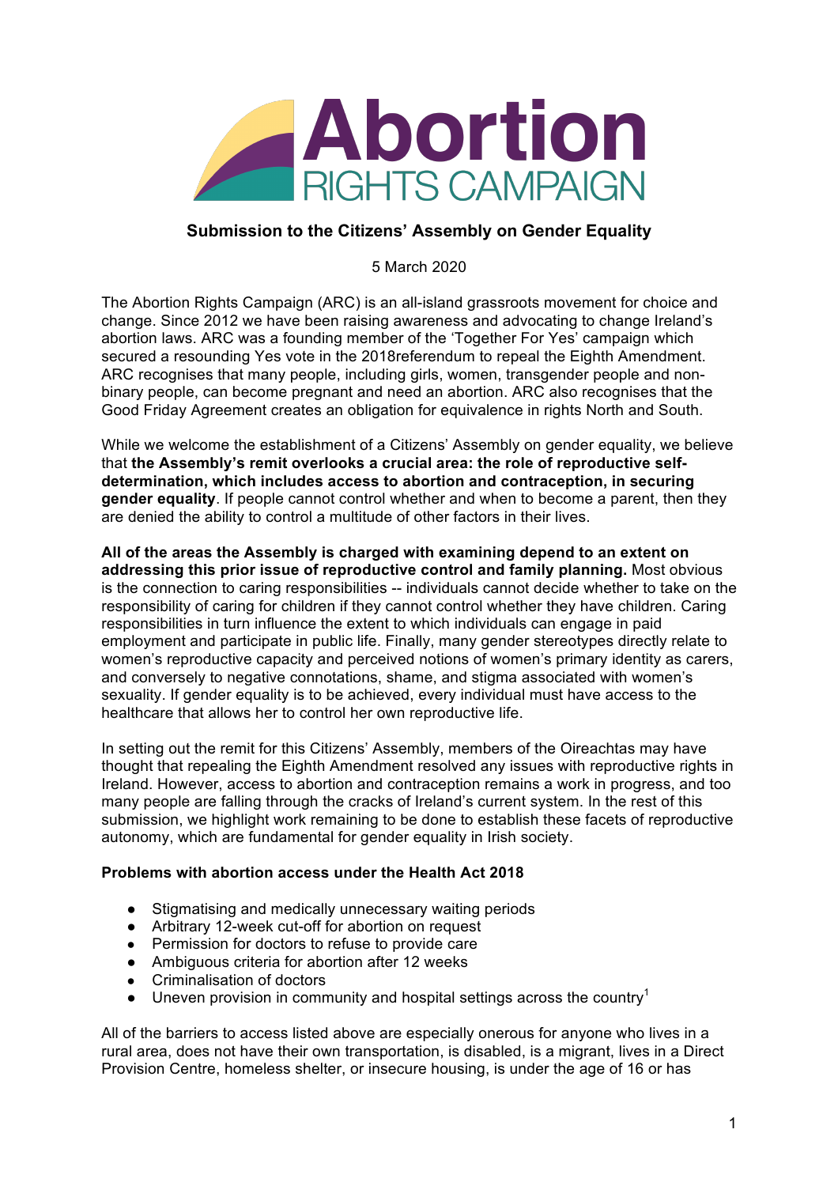# Abortion RIGHTS CAMPAIGN

## Submission to the Citizens' Assembly on Gender Equality

5 March 2020

The Abortion Rights Campaign (ARC) is an all-island grassroots movement for choice and change. Since 2012 we have been raising awareness and advocating to change Ireland's abortion laws. ARC was a founding member of the 'Together For Yes' campaign which secured a resounding Yes vote in the 2018referendum to repeal the Eighth Amendment. ARC recognises that many people, including girls, women, transgender people and non-binary people, can become pregnant and need an abortion. ARC also recognises that the Good Friday Agreement creates an obligation for equivalence in rights North and South.

While we welcome the establishment of a Citizens' Assembly on gender equality, we believe that **the Assembly's remit overlooks a crucial area: the role of reproductive self-determination, which includes access to abortion and contraception, in securing gender equality**. If people cannot control whether and when to become a parent, then they are denied the ability to control a multitude of other factors in their lives.

**All of the areas the Assembly is charged with examining depend to an extent on addressing this prior issue of reproductive control and family planning.** Most obvious is the connection to caring responsibilities -- individuals cannot decide whether to take on the responsibility of caring for children if they cannot control whether they have children. Caring responsibilities in turn influence the extent to which individuals can engage in paid employment and participate in public life. Finally, many gender stereotypes directly relate to women's reproductive capacity and perceived notions of women's primary identity as carers, and conversely to negative connotations, shame, and stigma associated with women's sexuality. If gender equality is to be achieved, every individual must have access to the healthcare that allows her to control her own reproductive life.

In setting out the remit for this Citizens' Assembly, members of the Oireachtas may have thought that repealing the Eighth Amendment resolved any issues with reproductive rights in Ireland. However, access to abortion and contraception remains a work in progress, and too many people are falling through the cracks of Ireland's current system. In the rest of this submission, we highlight work remaining to be done to establish these facets of reproductive autonomy, which are fundamental for gender equality in Irish society.

### Problems with abortion access under the Health Act 2018

- Stigmatising and medically unnecessary waiting periods
- Arbitrary 12-week cut-off for abortion on request
- Permission for doctors to refuse to provide care
- Ambiguous criteria for abortion after 12 weeks
- Criminalisation of doctors
- Uneven provision in community and hospital settings across the country[1]

All of the barriers to access listed above are especially onerous for anyone who lives in a rural area, does not have their own transportation, is disabled, is a migrant, lives in a Direct Provision Centre, homeless shelter, or insecure housing, is under the age of 16 or has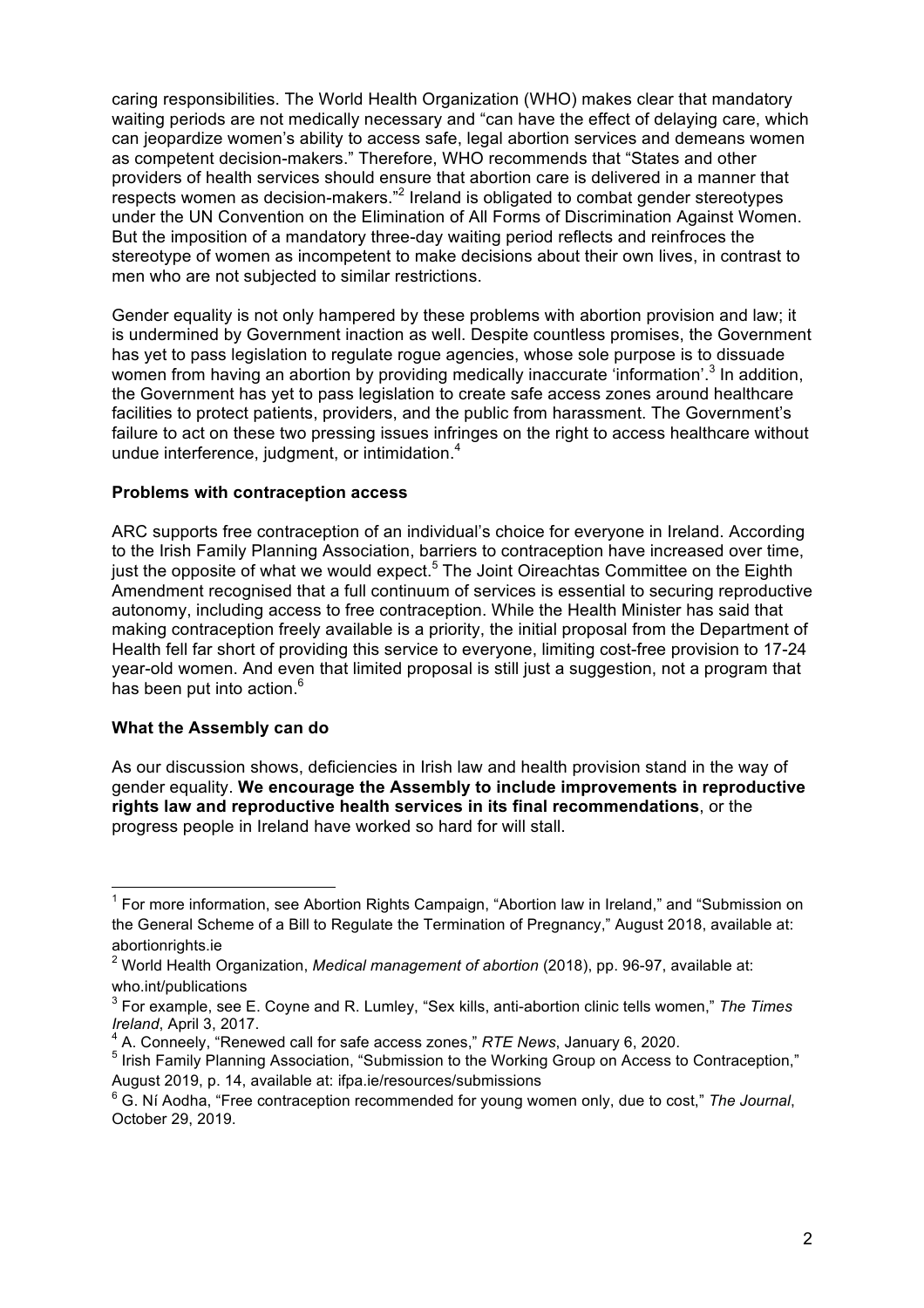caring responsibilities. The World Health Organization (WHO) makes clear that mandatory waiting periods are not medically necessary and "can have the effect of delaying care, which can jeopardize women's ability to access safe, legal abortion services and demeans women as competent decision-makers." Therefore, WHO recommends that "States and other providers of health services should ensure that abortion care is delivered in a manner that respects women as decision-makers."[2] Ireland is obligated to combat gender stereotypes under the UN Convention on the Elimination of All Forms of Discrimination Against Women. But the imposition of a mandatory three-day waiting period reflects and reinfroces the stereotype of women as incompetent to make decisions about their own lives, in contrast to men who are not subjected to similar restrictions.

Gender equality is not only hampered by these problems with abortion provision and law; it is undermined by Government inaction as well. Despite countless promises, the Government has yet to pass legislation to regulate rogue agencies, whose sole purpose is to dissuade women from having an abortion by providing medically inaccurate 'information'.[3] In addition, the Government has yet to pass legislation to create safe access zones around healthcare facilities to protect patients, providers, and the public from harassment. The Government's failure to act on these two pressing issues infringes on the right to access healthcare without undue interference, judgment, or intimidation.[4]

**Problems with contraception access**

ARC supports free contraception of an individual's choice for everyone in Ireland. According to the Irish Family Planning Association, barriers to contraception have increased over time, just the opposite of what we would expect.[5] The Joint Oireachtas Committee on the Eighth Amendment recognised that a full continuum of services is essential to securing reproductive autonomy, including access to free contraception. While the Health Minister has said that making contraception freely available is a priority, the initial proposal from the Department of Health fell far short of providing this service to everyone, limiting cost-free provision to 17-24 year-old women. And even that limited proposal is still just a suggestion, not a program that has been put into action.[6]

**What the Assembly can do**

As our discussion shows, deficiencies in Irish law and health provision stand in the way of gender equality. **We encourage the Assembly to include improvements in reproductive rights law and reproductive health services in its final recommendations**, or the progress people in Ireland have worked so hard for will stall.

---

[1] For more information, see Abortion Rights Campaign, "Abortion law in Ireland," and "Submission on the General Scheme of a Bill to Regulate the Termination of Pregnancy," August 2018, available at: abortionrights.ie

[2] World Health Organization, *Medical management of abortion* (2018), pp. 96-97, available at: who.int/publications

[3] For example, see E. Coyne and R. Lumley, "Sex kills, anti-abortion clinic tells women," *The Times Ireland*, April 3, 2017.

[4] A. Conneely, "Renewed call for safe access zones," *RTE News*, January 6, 2020.

[5] Irish Family Planning Association, "Submission to the Working Group on Access to Contraception," August 2019, p. 14, available at: ifpa.ie/resources/submissions

[6] G. Ní Aodha, "Free contraception recommended for young women only, due to cost," *The Journal*, October 29, 2019.